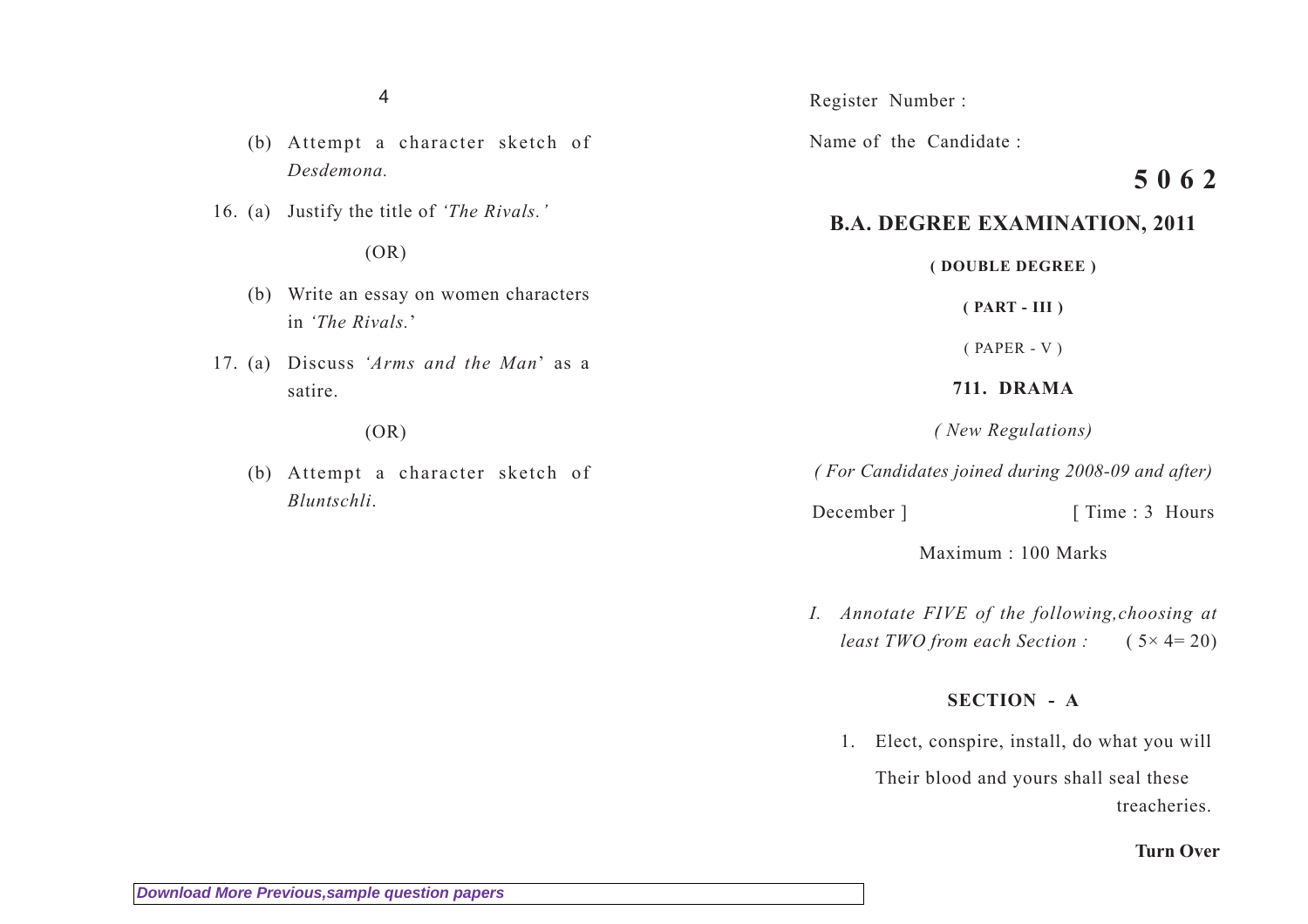(b) Attempt a character sketch of *Desdemona.*

16. (a) Justify the title of *'The Rivals.'*

(OR)

(b) Write an essay on women characters in *'The Rivals.'*

17. (a) Discuss *'Arms and the Man'* as a satire.

(OR)

(b) Attempt a character sketch of *Bluntschli.*

Register Number :

Name of the Candidate :

**5 0 6 2**

## B.A. DEGREE EXAMINATION, 2011

**( DOUBLE DEGREE )**

**( PART - III )**

( PAPER - V )

**711. DRAMA**

*( New Regulations)*

*( For Candidates joined during 2008-09 and after)*

December ] [ Time : 3 Hours

Maximum : 100 Marks

*I. Annotate FIVE of the following, choosing at least TWO from each Section :* ( 5× 4= 20)

**SECTION - A**

1. Elect, conspire, install, do what you will
   Their blood and yours shall seal these treacheries.

**Turn Over**

*Download More Previous,sample question papers*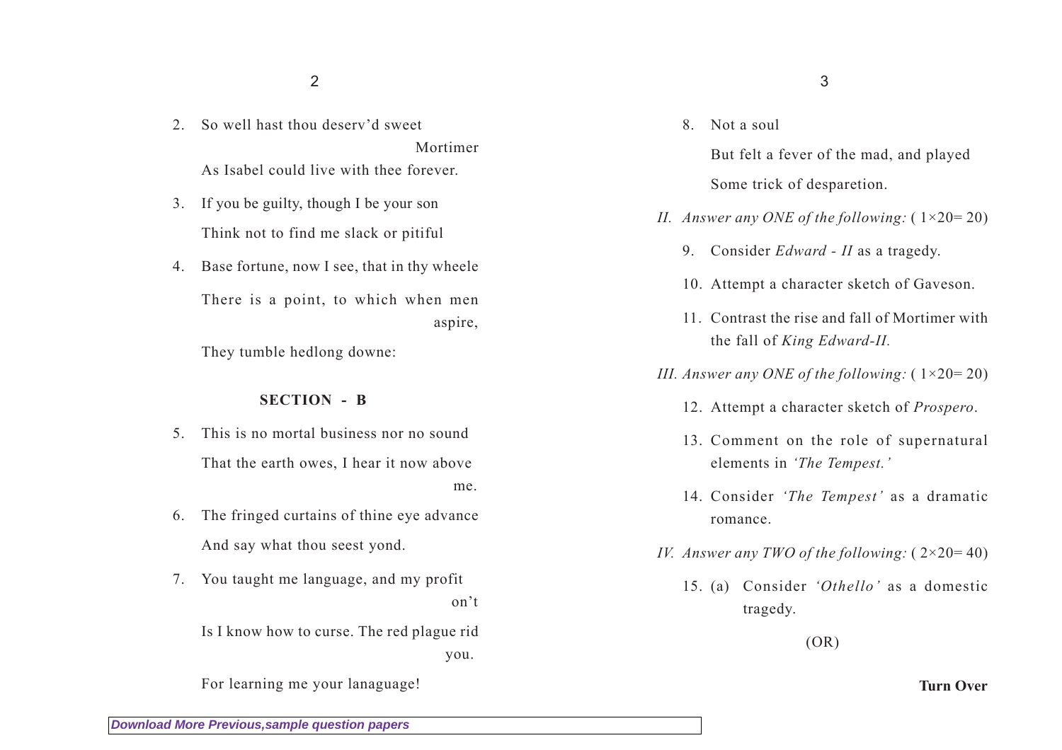2. So well hast thou deserv'd sweet Mortimer
   As Isabel could live with thee forever.

3. If you be guilty, though I be your son
   Think not to find me slack or pitiful

4. Base fortune, now I see, that in thy wheele
   There is a point, to which when men aspire,
   They tumble hedlong downe:

### SECTION - B

5. This is no mortal business nor no sound
   That the earth owes, I hear it now above me.

6. The fringed curtains of thine eye advance
   And say what thou seest yond.

7. You taught me language, and my profit on't
   Is I know how to curse. The red plague rid you.
   For learning me your lanaguage!

8. Not a soul
   But felt a fever of the mad, and played
   Some trick of desparetion.

*II. Answer any ONE of the following:* ( 1×20= 20)

9. Consider *Edward - II* as a tragedy.

10. Attempt a character sketch of Gaveson.

11. Contrast the rise and fall of Mortimer with the fall of *King Edward-II.*

*III. Answer any ONE of the following:* ( 1×20= 20)

12. Attempt a character sketch of *Prospero*.

13. Comment on the role of supernatural elements in *'The Tempest.'*

14. Consider *'The Tempest'* as a dramatic romance.

*IV. Answer any TWO of the following:* ( 2×20= 40)

15. (a) Consider *'Othello'* as a domestic tragedy.

(OR)

**Turn Over**